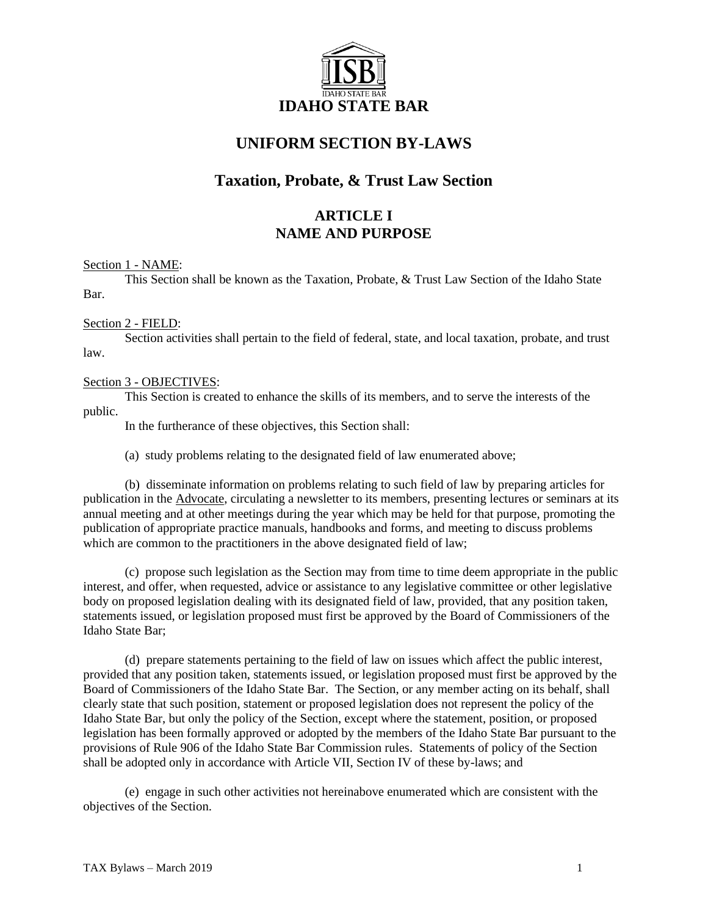# IDAHO STATE BAR

## UNIFORM SECTION BY-LAWS

## Taxation, Probate, & Trust Law Section

## ARTICLE I
## NAME AND PURPOSE

Section 1 - NAME:

This Section shall be known as the Taxation, Probate, & Trust Law Section of the Idaho State Bar.

Section 2 - FIELD:

Section activities shall pertain to the field of federal, state, and local taxation, probate, and trust law.

Section 3 - OBJECTIVES:

This Section is created to enhance the skills of its members, and to serve the interests of the public.

In the furtherance of these objectives, this Section shall:

(a) study problems relating to the designated field of law enumerated above;

(b) disseminate information on problems relating to such field of law by preparing articles for publication in the Advocate, circulating a newsletter to its members, presenting lectures or seminars at its annual meeting and at other meetings during the year which may be held for that purpose, promoting the publication of appropriate practice manuals, handbooks and forms, and meeting to discuss problems which are common to the practitioners in the above designated field of law;

(c) propose such legislation as the Section may from time to time deem appropriate in the public interest, and offer, when requested, advice or assistance to any legislative committee or other legislative body on proposed legislation dealing with its designated field of law, provided, that any position taken, statements issued, or legislation proposed must first be approved by the Board of Commissioners of the Idaho State Bar;

(d) prepare statements pertaining to the field of law on issues which affect the public interest, provided that any position taken, statements issued, or legislation proposed must first be approved by the Board of Commissioners of the Idaho State Bar. The Section, or any member acting on its behalf, shall clearly state that such position, statement or proposed legislation does not represent the policy of the Idaho State Bar, but only the policy of the Section, except where the statement, position, or proposed legislation has been formally approved or adopted by the members of the Idaho State Bar pursuant to the provisions of Rule 906 of the Idaho State Bar Commission rules. Statements of policy of the Section shall be adopted only in accordance with Article VII, Section IV of these by-laws; and

(e) engage in such other activities not hereinabove enumerated which are consistent with the objectives of the Section.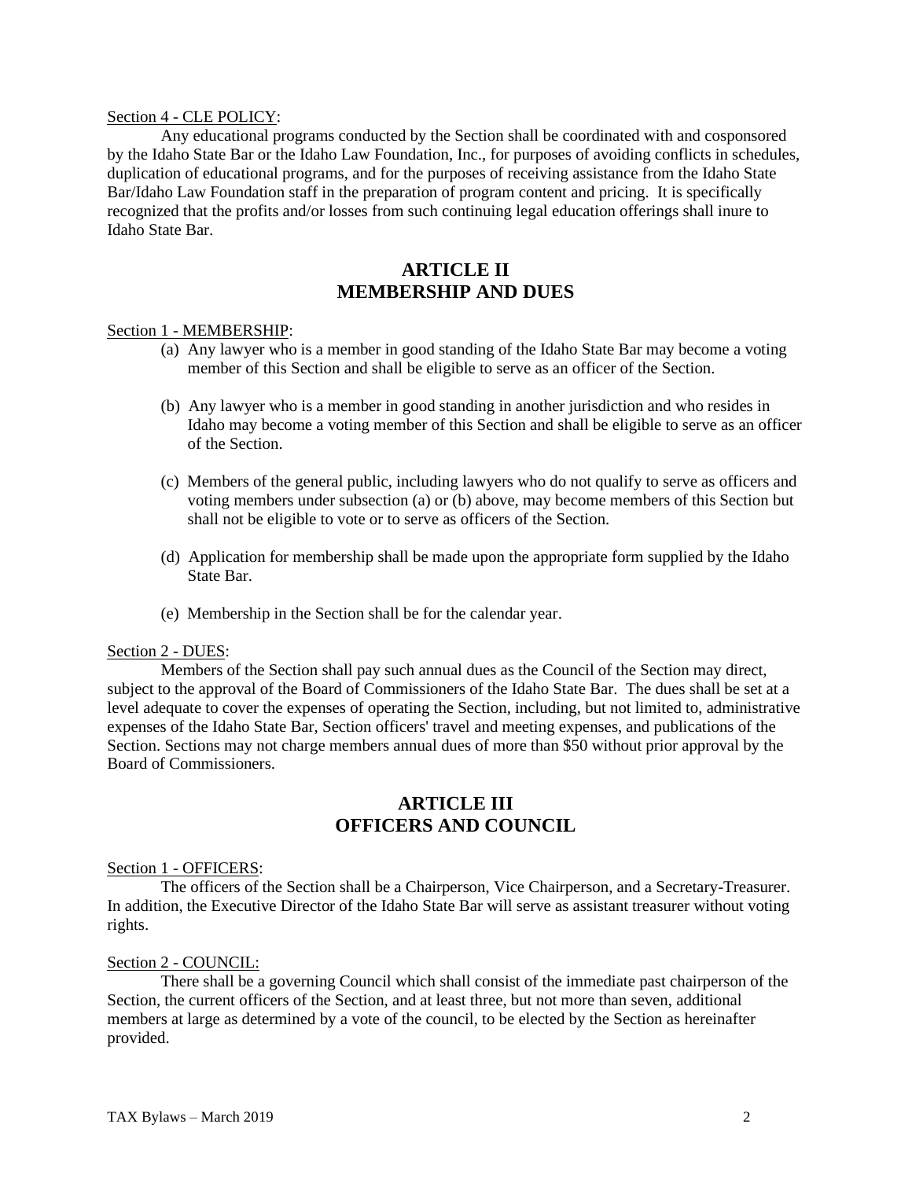Section 4 - CLE POLICY:

Any educational programs conducted by the Section shall be coordinated with and cosponsored by the Idaho State Bar or the Idaho Law Foundation, Inc., for purposes of avoiding conflicts in schedules, duplication of educational programs, and for the purposes of receiving assistance from the Idaho State Bar/Idaho Law Foundation staff in the preparation of program content and pricing. It is specifically recognized that the profits and/or losses from such continuing legal education offerings shall inure to Idaho State Bar.

## ARTICLE II
## MEMBERSHIP AND DUES

Section 1 - MEMBERSHIP:

(a) Any lawyer who is a member in good standing of the Idaho State Bar may become a voting member of this Section and shall be eligible to serve as an officer of the Section.

(b) Any lawyer who is a member in good standing in another jurisdiction and who resides in Idaho may become a voting member of this Section and shall be eligible to serve as an officer of the Section.

(c) Members of the general public, including lawyers who do not qualify to serve as officers and voting members under subsection (a) or (b) above, may become members of this Section but shall not be eligible to vote or to serve as officers of the Section.

(d) Application for membership shall be made upon the appropriate form supplied by the Idaho State Bar.

(e) Membership in the Section shall be for the calendar year.

Section 2 - DUES:

Members of the Section shall pay such annual dues as the Council of the Section may direct, subject to the approval of the Board of Commissioners of the Idaho State Bar. The dues shall be set at a level adequate to cover the expenses of operating the Section, including, but not limited to, administrative expenses of the Idaho State Bar, Section officers' travel and meeting expenses, and publications of the Section. Sections may not charge members annual dues of more than $50 without prior approval by the Board of Commissioners.

## ARTICLE III
## OFFICERS AND COUNCIL

Section 1 - OFFICERS:

The officers of the Section shall be a Chairperson, Vice Chairperson, and a Secretary-Treasurer. In addition, the Executive Director of the Idaho State Bar will serve as assistant treasurer without voting rights.

Section 2 - COUNCIL:

There shall be a governing Council which shall consist of the immediate past chairperson of the Section, the current officers of the Section, and at least three, but not more than seven, additional members at large as determined by a vote of the council, to be elected by the Section as hereinafter provided.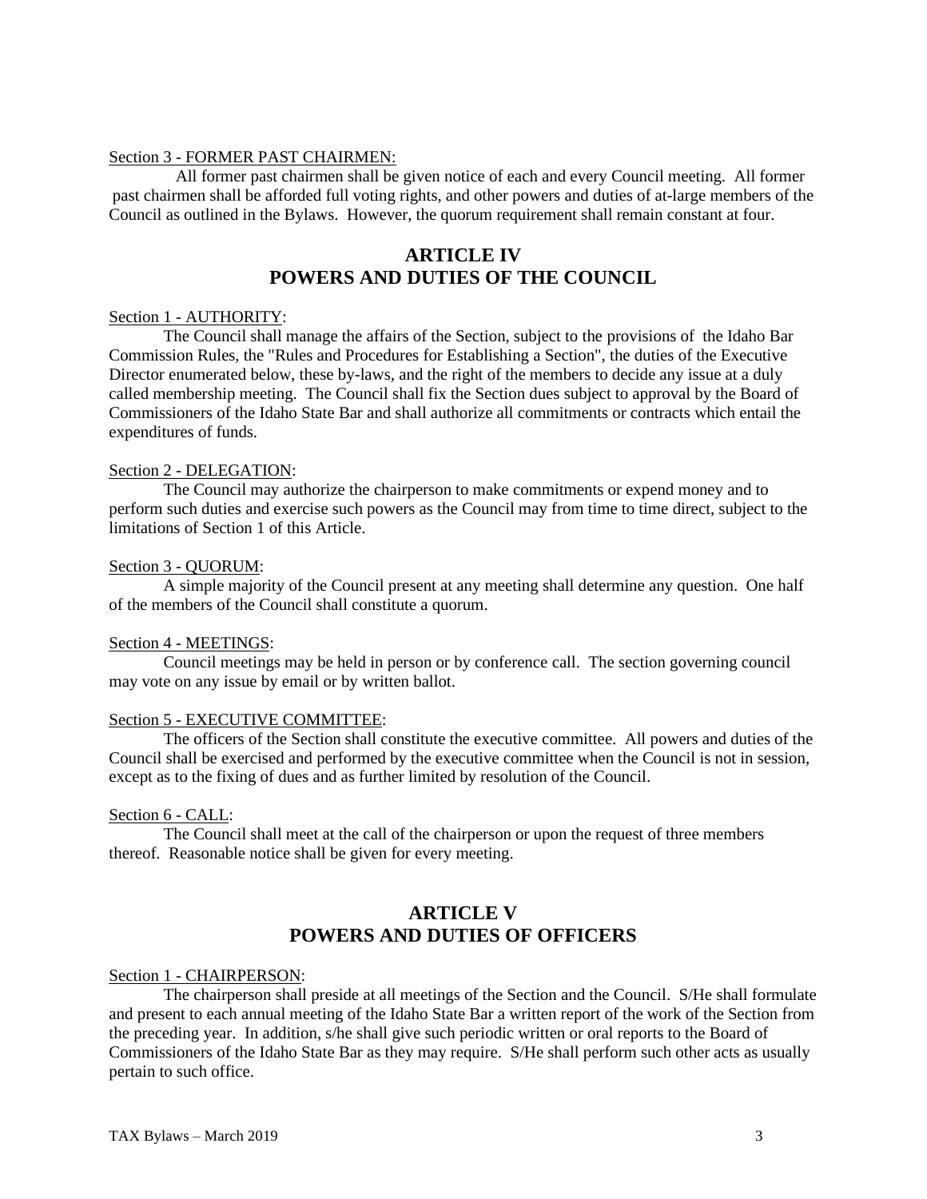Section 3 - FORMER PAST CHAIRMEN:

All former past chairmen shall be given notice of each and every Council meeting. All former past chairmen shall be afforded full voting rights, and other powers and duties of at-large members of the Council as outlined in the Bylaws. However, the quorum requirement shall remain constant at four.

## ARTICLE IV
## POWERS AND DUTIES OF THE COUNCIL

Section 1 - AUTHORITY:

The Council shall manage the affairs of the Section, subject to the provisions of the Idaho Bar Commission Rules, the "Rules and Procedures for Establishing a Section", the duties of the Executive Director enumerated below, these by-laws, and the right of the members to decide any issue at a duly called membership meeting. The Council shall fix the Section dues subject to approval by the Board of Commissioners of the Idaho State Bar and shall authorize all commitments or contracts which entail the expenditures of funds.

Section 2 - DELEGATION:

The Council may authorize the chairperson to make commitments or expend money and to perform such duties and exercise such powers as the Council may from time to time direct, subject to the limitations of Section 1 of this Article.

Section 3 - QUORUM:

A simple majority of the Council present at any meeting shall determine any question. One half of the members of the Council shall constitute a quorum.

Section 4 - MEETINGS:

Council meetings may be held in person or by conference call. The section governing council may vote on any issue by email or by written ballot.

Section 5 - EXECUTIVE COMMITTEE:

The officers of the Section shall constitute the executive committee. All powers and duties of the Council shall be exercised and performed by the executive committee when the Council is not in session, except as to the fixing of dues and as further limited by resolution of the Council.

Section 6 - CALL:

The Council shall meet at the call of the chairperson or upon the request of three members thereof. Reasonable notice shall be given for every meeting.

## ARTICLE V
## POWERS AND DUTIES OF OFFICERS

Section 1 - CHAIRPERSON:

The chairperson shall preside at all meetings of the Section and the Council. S/He shall formulate and present to each annual meeting of the Idaho State Bar a written report of the work of the Section from the preceding year. In addition, s/he shall give such periodic written or oral reports to the Board of Commissioners of the Idaho State Bar as they may require. S/He shall perform such other acts as usually pertain to such office.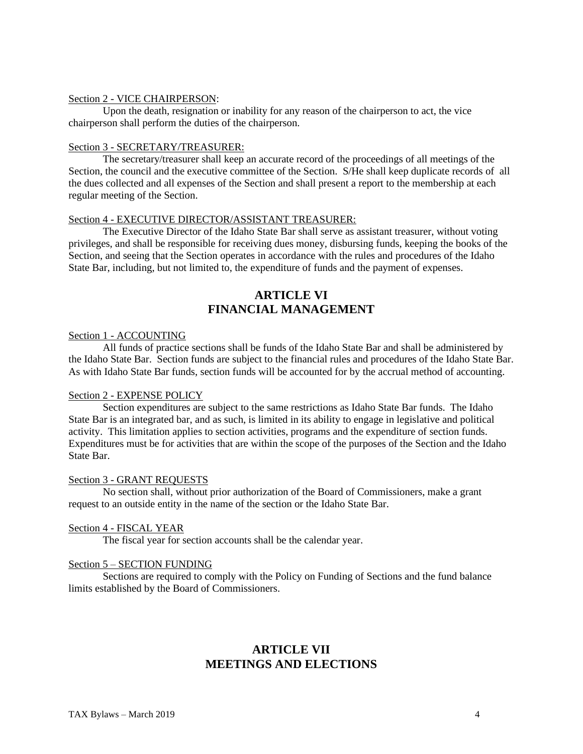Section 2 - VICE CHAIRPERSON:

Upon the death, resignation or inability for any reason of the chairperson to act, the vice chairperson shall perform the duties of the chairperson.

Section 3 - SECRETARY/TREASURER:

The secretary/treasurer shall keep an accurate record of the proceedings of all meetings of the Section, the council and the executive committee of the Section. S/He shall keep duplicate records of all the dues collected and all expenses of the Section and shall present a report to the membership at each regular meeting of the Section.

Section 4 - EXECUTIVE DIRECTOR/ASSISTANT TREASURER:

The Executive Director of the Idaho State Bar shall serve as assistant treasurer, without voting privileges, and shall be responsible for receiving dues money, disbursing funds, keeping the books of the Section, and seeing that the Section operates in accordance with the rules and procedures of the Idaho State Bar, including, but not limited to, the expenditure of funds and the payment of expenses.

## ARTICLE VI
## FINANCIAL MANAGEMENT

Section 1 - ACCOUNTING

All funds of practice sections shall be funds of the Idaho State Bar and shall be administered by the Idaho State Bar. Section funds are subject to the financial rules and procedures of the Idaho State Bar. As with Idaho State Bar funds, section funds will be accounted for by the accrual method of accounting.

Section 2 - EXPENSE POLICY

Section expenditures are subject to the same restrictions as Idaho State Bar funds. The Idaho State Bar is an integrated bar, and as such, is limited in its ability to engage in legislative and political activity. This limitation applies to section activities, programs and the expenditure of section funds. Expenditures must be for activities that are within the scope of the purposes of the Section and the Idaho State Bar.

Section 3 - GRANT REQUESTS

No section shall, without prior authorization of the Board of Commissioners, make a grant request to an outside entity in the name of the section or the Idaho State Bar.

Section 4 - FISCAL YEAR

The fiscal year for section accounts shall be the calendar year.

Section 5 – SECTION FUNDING

Sections are required to comply with the Policy on Funding of Sections and the fund balance limits established by the Board of Commissioners.

## ARTICLE VII
## MEETINGS AND ELECTIONS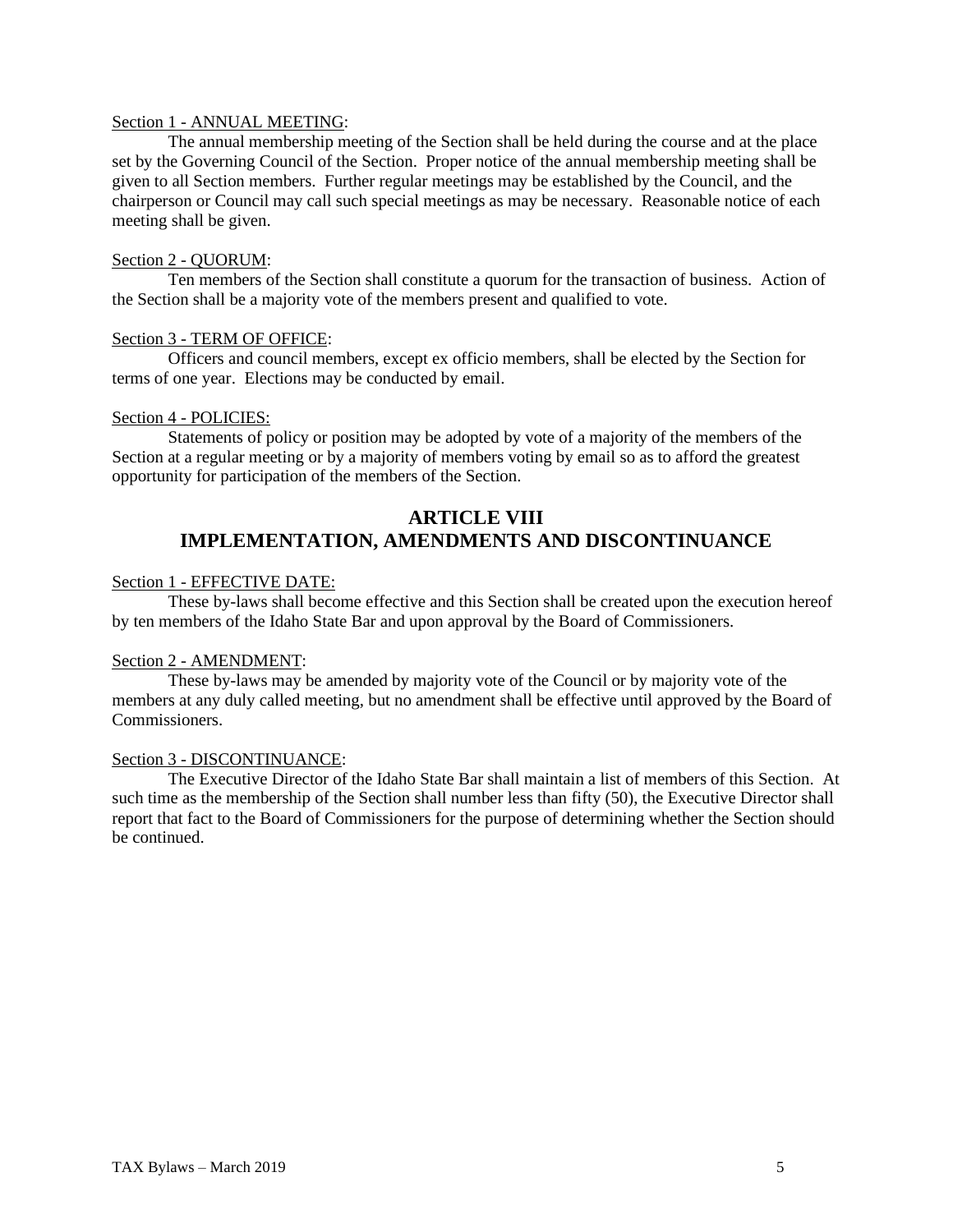Section 1 - ANNUAL MEETING:

The annual membership meeting of the Section shall be held during the course and at the place set by the Governing Council of the Section. Proper notice of the annual membership meeting shall be given to all Section members. Further regular meetings may be established by the Council, and the chairperson or Council may call such special meetings as may be necessary. Reasonable notice of each meeting shall be given.

Section 2 - QUORUM:

Ten members of the Section shall constitute a quorum for the transaction of business. Action of the Section shall be a majority vote of the members present and qualified to vote.

Section 3 - TERM OF OFFICE:

Officers and council members, except ex officio members, shall be elected by the Section for terms of one year. Elections may be conducted by email.

Section 4 - POLICIES:

Statements of policy or position may be adopted by vote of a majority of the members of the Section at a regular meeting or by a majority of members voting by email so as to afford the greatest opportunity for participation of the members of the Section.

## ARTICLE VIII
## IMPLEMENTATION, AMENDMENTS AND DISCONTINUANCE

Section 1 - EFFECTIVE DATE:

These by-laws shall become effective and this Section shall be created upon the execution hereof by ten members of the Idaho State Bar and upon approval by the Board of Commissioners.

Section 2 - AMENDMENT:

These by-laws may be amended by majority vote of the Council or by majority vote of the members at any duly called meeting, but no amendment shall be effective until approved by the Board of Commissioners.

Section 3 - DISCONTINUANCE:

The Executive Director of the Idaho State Bar shall maintain a list of members of this Section. At such time as the membership of the Section shall number less than fifty (50), the Executive Director shall report that fact to the Board of Commissioners for the purpose of determining whether the Section should be continued.